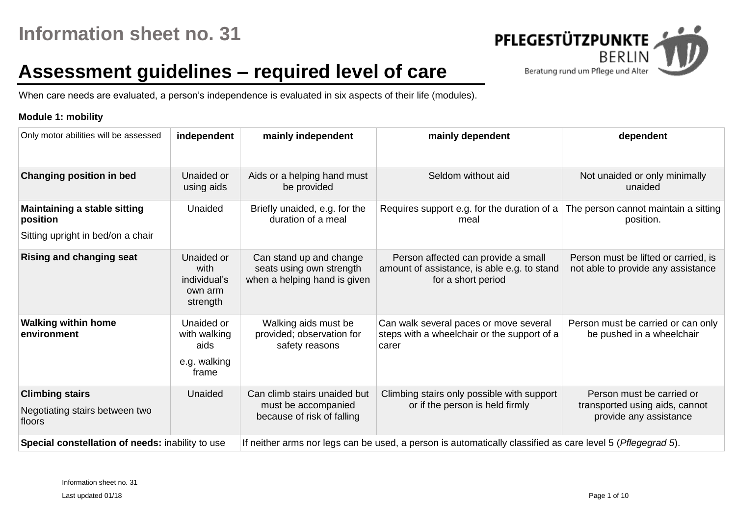# Information sheet no. 31

## Assessment guidelines – required level of care

PFLEGESTÜTZPUNKTE BERLIN
Beratung rund um Pflege und Alter

When care needs are evaluated, a person's independence is evaluated in six aspects of their life (modules).

**Module 1: mobility**

| Only motor abilities will be assessed | **independent** | **mainly independent** | **mainly dependent** | **dependent** |
|---|---|---|---|---|
| **Changing position in bed** | Unaided or using aids | Aids or a helping hand must be provided | Seldom without aid | Not unaided or only minimally unaided |
| **Maintaining a stable sitting position**<br>Sitting upright in bed/on a chair | Unaided | Briefly unaided, e.g. for the duration of a meal | Requires support e.g. for the duration of a meal | The person cannot maintain a sitting position. |
| **Rising and changing seat** | Unaided or with individual's own arm strength | Can stand up and change seats using own strength when a helping hand is given | Person affected can provide a small amount of assistance, is able e.g. to stand for a short period | Person must be lifted or carried, is not able to provide any assistance |
| **Walking within home environment** | Unaided or with walking aids<br>e.g. walking frame | Walking aids must be provided; observation for safety reasons | Can walk several paces or move several steps with a wheelchair or the support of a carer | Person must be carried or can only be pushed in a wheelchair |
| **Climbing stairs**<br>Negotiating stairs between two floors | Unaided | Can climb stairs unaided but must be accompanied because of risk of falling | Climbing stairs only possible with support or if the person is held firmly | Person must be carried or transported using aids, cannot provide any assistance |
| **Special constellation of needs:** inability to use | | If neither arms nor legs can be used, a person is automatically classified as care level 5 (*Pflegegrad 5*). | | |

Information sheet no. 31

Last updated 01/18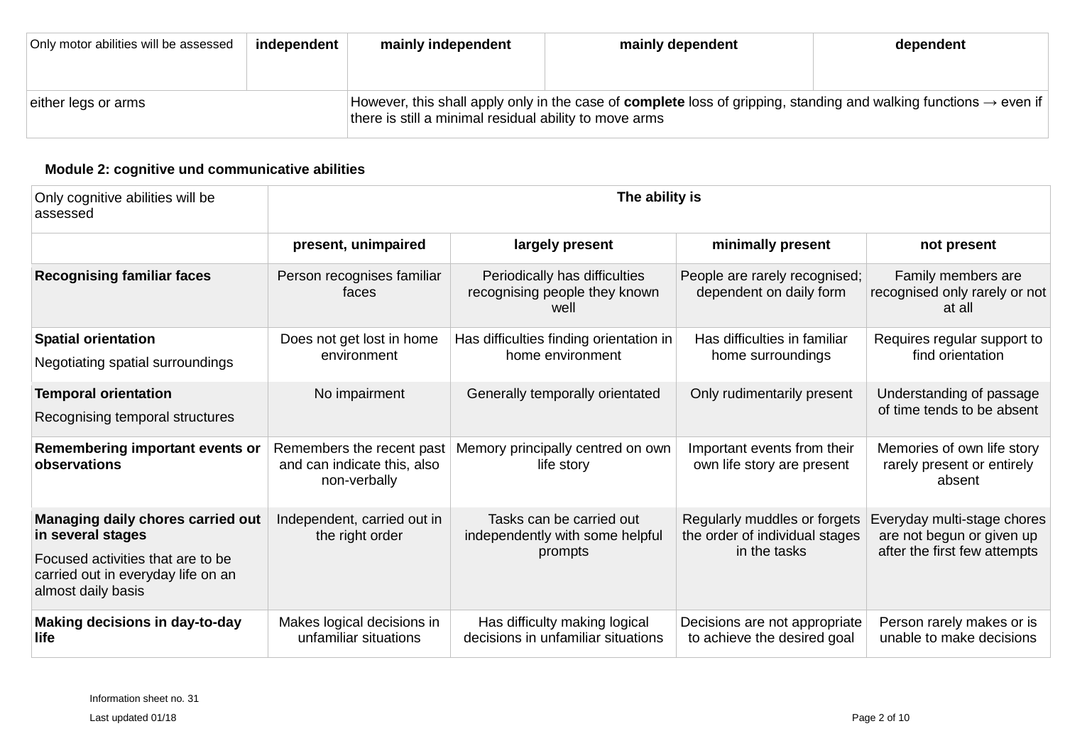| Only motor abilities will be assessed | independent | mainly independent | mainly dependent | dependent |
|---|---|---|---|---|
| either legs or arms | | However, this shall apply only in the case of **complete** loss of gripping, standing and walking functions → even if there is still a minimal residual ability to move arms | | |

**Module 2: cognitive und communicative abilities**

| Only cognitive abilities will be assessed | The ability is | | | |
|---|---|---|---|---|
| | **present, unimpaired** | **largely present** | **minimally present** | **not present** |
| **Recognising familiar faces** | Person recognises familiar faces | Periodically has difficulties recognising people they known well | People are rarely recognised; dependent on daily form | Family members are recognised only rarely or not at all |
| **Spatial orientation** Negotiating spatial surroundings | Does not get lost in home environment | Has difficulties finding orientation in home environment | Has difficulties in familiar home surroundings | Requires regular support to find orientation |
| **Temporal orientation** Recognising temporal structures | No impairment | Generally temporally orientated | Only rudimentarily present | Understanding of passage of time tends to be absent |
| **Remembering important events or observations** | Remembers the recent past and can indicate this, also non-verbally | Memory principally centred on own life story | Important events from their own life story are present | Memories of own life story rarely present or entirely absent |
| **Managing daily chores carried out in several stages** Focused activities that are to be carried out in everyday life on an almost daily basis | Independent, carried out in the right order | Tasks can be carried out independently with some helpful prompts | Regularly muddles or forgets the order of individual stages in the tasks | Everyday multi-stage chores are not begun or given up after the first few attempts |
| **Making decisions in day-to-day life** | Makes logical decisions in unfamiliar situations | Has difficulty making logical decisions in unfamiliar situations | Decisions are not appropriate to achieve the desired goal | Person rarely makes or is unable to make decisions |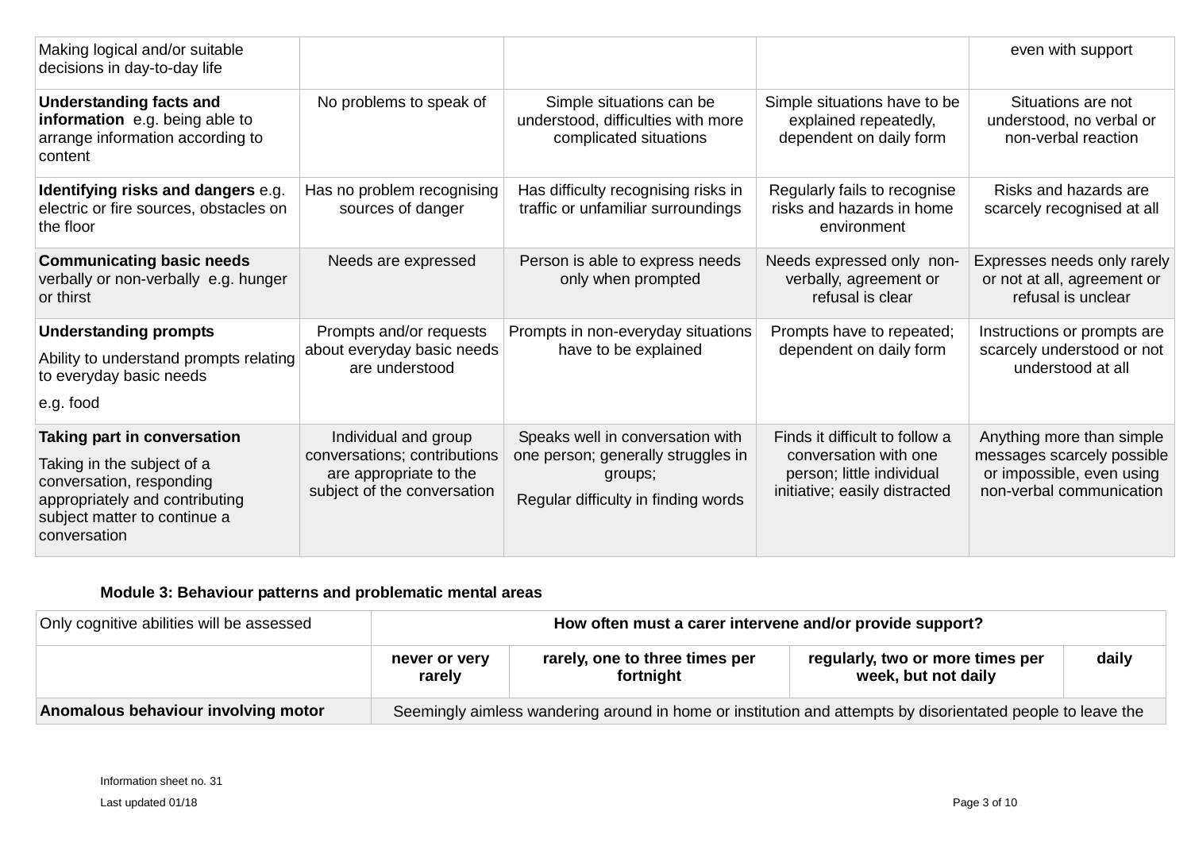| | | | | |
|---|---|---|---|---|
| Making logical and/or suitable decisions in day-to-day life | | | | even with support |
| **Understanding facts and information** e.g. being able to arrange information according to content | No problems to speak of | Simple situations can be understood, difficulties with more complicated situations | Simple situations have to be explained repeatedly, dependent on daily form | Situations are not understood, no verbal or non-verbal reaction |
| **Identifying risks and dangers** e.g. electric or fire sources, obstacles on the floor | Has no problem recognising sources of danger | Has difficulty recognising risks in traffic or unfamiliar surroundings | Regularly fails to recognise risks and hazards in home environment | Risks and hazards are scarcely recognised at all |
| **Communicating basic needs** verbally or non-verbally e.g. hunger or thirst | Needs are expressed | Person is able to express needs only when prompted | Needs expressed only non-verbally, agreement or refusal is clear | Expresses needs only rarely or not at all, agreement or refusal is unclear |
| **Understanding prompts** Ability to understand prompts relating to everyday basic needs e.g. food | Prompts and/or requests about everyday basic needs are understood | Prompts in non-everyday situations have to be explained | Prompts have to repeated; dependent on daily form | Instructions or prompts are scarcely understood or not understood at all |
| **Taking part in conversation** Taking in the subject of a conversation, responding appropriately and contributing subject matter to continue a conversation | Individual and group conversations; contributions are appropriate to the subject of the conversation | Speaks well in conversation with one person; generally struggles in groups; Regular difficulty in finding words | Finds it difficult to follow a conversation with one person; little individual initiative; easily distracted | Anything more than simple messages scarcely possible or impossible, even using non-verbal communication |

**Module 3: Behaviour patterns and problematic mental areas**

| Only cognitive abilities will be assessed | How often must a carer intervene and/or provide support? | | | |
|---|---|---|---|---|
| | **never or very rarely** | **rarely, one to three times per fortnight** | **regularly, two or more times per week, but not daily** | **daily** |
| **Anomalous behaviour involving motor** | Seemingly aimless wandering around in home or institution and attempts by disorientated people to leave the | | | |

Information sheet no. 31

Last updated 01/18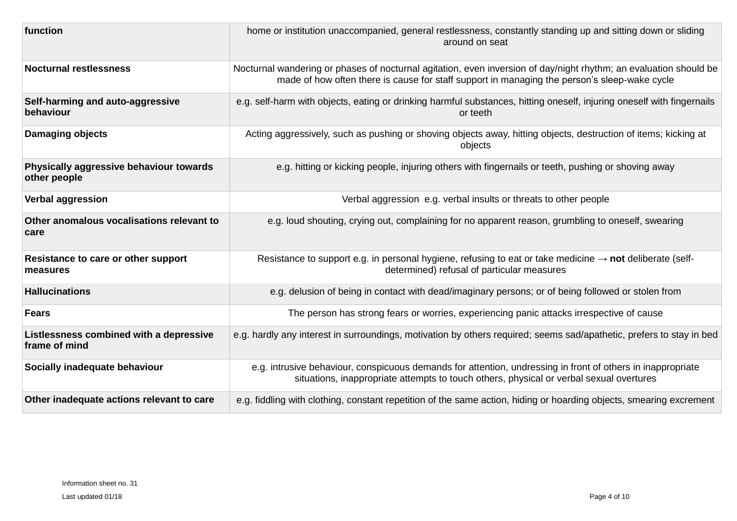| function | home or institution unaccompanied, general restlessness, constantly standing up and sitting down or sliding around on seat |
|---|---|
| **Nocturnal restlessness** | Nocturnal wandering or phases of nocturnal agitation, even inversion of day/night rhythm; an evaluation should be made of how often there is cause for staff support in managing the person's sleep-wake cycle |
| **Self-harming and auto-aggressive behaviour** | e.g. self-harm with objects, eating or drinking harmful substances, hitting oneself, injuring oneself with fingernails or teeth |
| **Damaging objects** | Acting aggressively, such as pushing or shoving objects away, hitting objects, destruction of items; kicking at objects |
| **Physically aggressive behaviour towards other people** | e.g. hitting or kicking people, injuring others with fingernails or teeth, pushing or shoving away |
| **Verbal aggression** | Verbal aggression e.g. verbal insults or threats to other people |
| **Other anomalous vocalisations relevant to care** | e.g. loud shouting, crying out, complaining for no apparent reason, grumbling to oneself, swearing |
| **Resistance to care or other support measures** | Resistance to support e.g. in personal hygiene, refusing to eat or take medicine → **not** deliberate (self-determined) refusal of particular measures |
| **Hallucinations** | e.g. delusion of being in contact with dead/imaginary persons; or of being followed or stolen from |
| **Fears** | The person has strong fears or worries, experiencing panic attacks irrespective of cause |
| **Listlessness combined with a depressive frame of mind** | e.g. hardly any interest in surroundings, motivation by others required; seems sad/apathetic, prefers to stay in bed |
| **Socially inadequate behaviour** | e.g. intrusive behaviour, conspicuous demands for attention, undressing in front of others in inappropriate situations, inappropriate attempts to touch others, physical or verbal sexual overtures |
| **Other inadequate actions relevant to care** | e.g. fiddling with clothing, constant repetition of the same action, hiding or hoarding objects, smearing excrement |

Information sheet no. 31

Last updated 01/18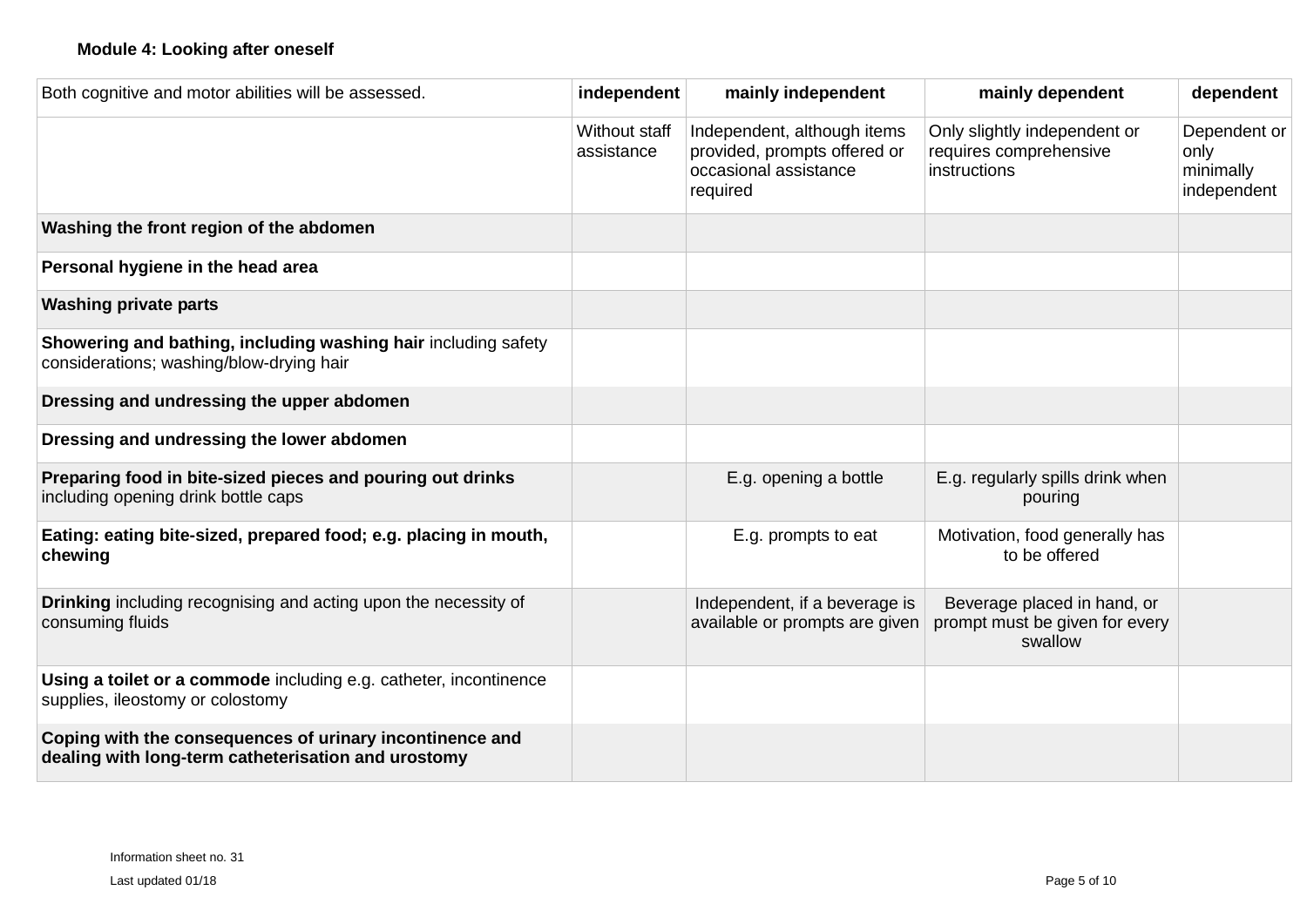**Module 4: Looking after oneself**

| Both cognitive and motor abilities will be assessed. | independent | mainly independent | mainly dependent | dependent |
|---|---|---|---|---|
| | Without staff assistance | Independent, although items provided, prompts offered or occasional assistance required | Only slightly independent or requires comprehensive instructions | Dependent or only minimally independent |
| **Washing the front region of the abdomen** | | | | |
| **Personal hygiene in the head area** | | | | |
| **Washing private parts** | | | | |
| **Showering and bathing, including washing hair** including safety considerations; washing/blow-drying hair | | | | |
| **Dressing and undressing the upper abdomen** | | | | |
| **Dressing and undressing the lower abdomen** | | | | |
| **Preparing food in bite-sized pieces and pouring out drinks** including opening drink bottle caps | | E.g. opening a bottle | E.g. regularly spills drink when pouring | |
| **Eating: eating bite-sized, prepared food; e.g. placing in mouth, chewing** | | E.g. prompts to eat | Motivation, food generally has to be offered | |
| **Drinking** including recognising and acting upon the necessity of consuming fluids | | Independent, if a beverage is available or prompts are given | Beverage placed in hand, or prompt must be given for every swallow | |
| **Using a toilet or a commode** including e.g. catheter, incontinence supplies, ileostomy or colostomy | | | | |
| **Coping with the consequences of urinary incontinence and dealing with long-term catheterisation and urostomy** | | | | |

Information sheet no. 31

Last updated 01/18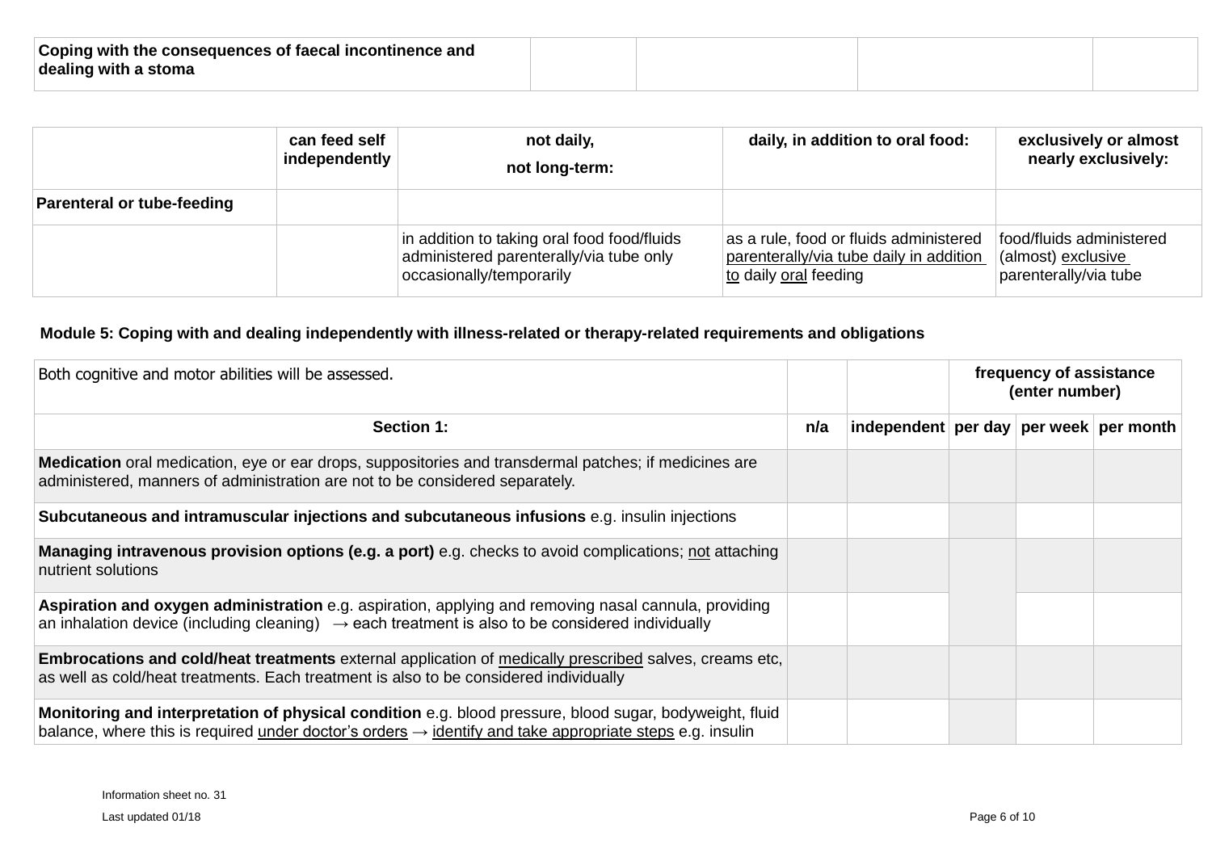| Coping with the consequences of faecal incontinence and dealing with a stoma | | | | |
|---|---|---|---|---|

| | can feed self independently | not daily, not long-term: | daily, in addition to oral food: | exclusively or almost nearly exclusively: |
|---|---|---|---|---|
| **Parenteral or tube-feeding** | | | | |
| | | in addition to taking oral food food/fluids administered parenterally/via tube only occasionally/temporarily | as a rule, food or fluids administered <u>parenterally/via tube daily in addition to</u> daily <u>oral</u> feeding | food/fluids administered (almost) <u>exclusive</u> parenterally/via tube |

**Module 5: Coping with and dealing independently with illness-related or therapy-related requirements and obligations**

| Both cognitive and motor abilities will be assessed. | | | frequency of assistance (enter number) | | |
|---|---|---|---|---|---|
| **Section 1:** | **n/a** | **independent** | **per day** | **per week** | **per month** |
| **Medication** oral medication, eye or ear drops, suppositories and transdermal patches; if medicines are administered, manners of administration are not to be considered separately. | | | | | |
| **Subcutaneous and intramuscular injections and subcutaneous infusions** e.g. insulin injections | | | | | |
| **Managing intravenous provision options (e.g. a port)** e.g. checks to avoid complications; <u>not</u> attaching nutrient solutions | | | | | |
| **Aspiration and oxygen administration** e.g. aspiration, applying and removing nasal cannula, providing an inhalation device (including cleaning) → each treatment is also to be considered individually | | | | | |
| **Embrocations and cold/heat treatments** external application of <u>medically prescribed</u> salves, creams etc, as well as cold/heat treatments. Each treatment is also to be considered individually | | | | | |
| **Monitoring and interpretation of physical condition** e.g. blood pressure, blood sugar, bodyweight, fluid balance, where this is required <u>under doctor's orders</u> → <u>identify and take appropriate steps</u> e.g. insulin | | | | | |

Information sheet no. 31

Last updated 01/18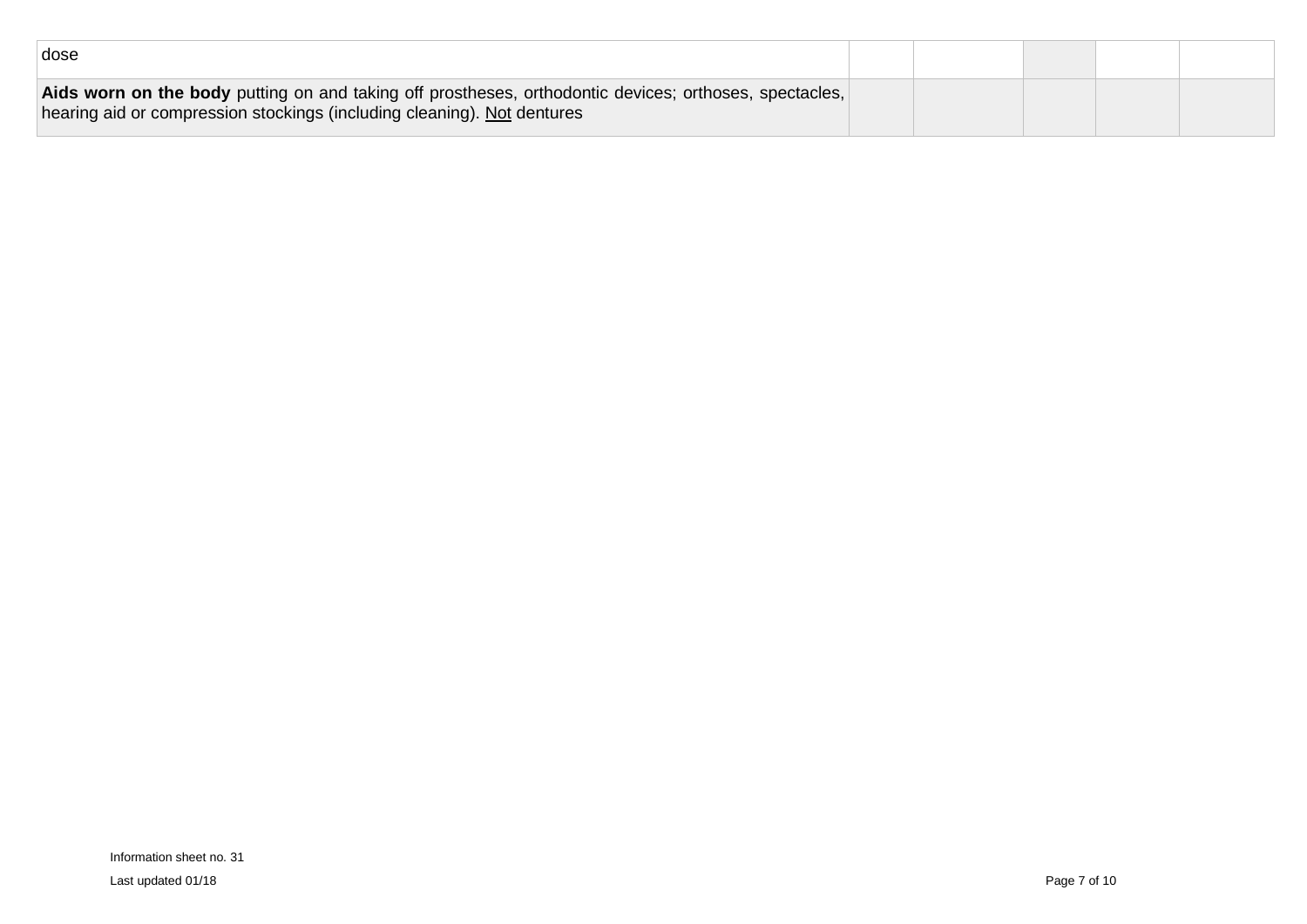| | | | | | |
|---|---|---|---|---|---|
| dose | | | | | |
| **Aids worn on the body** putting on and taking off prostheses, orthodontic devices; orthoses, spectacles, hearing aid or compression stockings (including cleaning). <u>Not</u> dentures | | | | | |

Information sheet no. 31

Last updated 01/18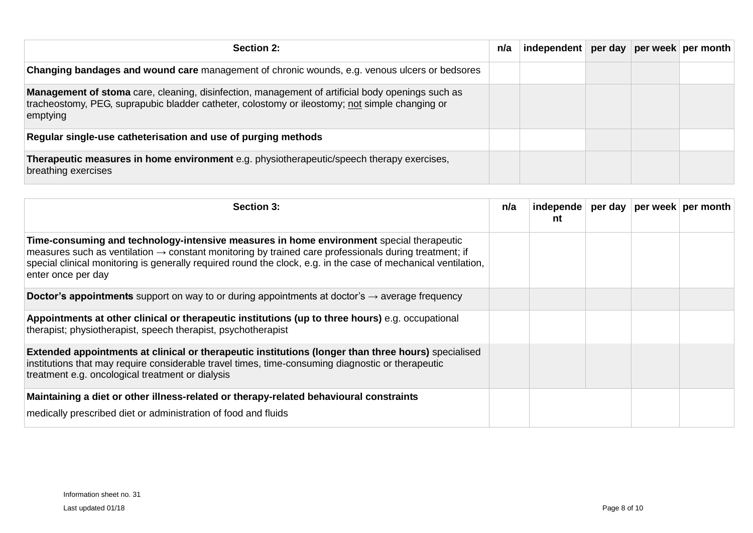| Section 2: | n/a | independent | per day | per week | per month |
|---|---|---|---|---|---|
| **Changing bandages and wound care** management of chronic wounds, e.g. venous ulcers or bedsores | | | | | |
| **Management of stoma** care, cleaning, disinfection, management of artificial body openings such as tracheostomy, PEG, suprapubic bladder catheter, colostomy or ileostomy; <u>not</u> simple changing or emptying | | | | | |
| **Regular single-use catheterisation and use of purging methods** | | | | | |
| **Therapeutic measures in home environment** e.g. physiotherapeutic/speech therapy exercises, breathing exercises | | | | | |

| Section 3: | n/a | independent | per day | per week | per month |
|---|---|---|---|---|---|
| **Time-consuming and technology-intensive measures in home environment** special therapeutic measures such as ventilation → constant monitoring by trained care professionals during treatment; if special clinical monitoring is generally required round the clock, e.g. in the case of mechanical ventilation, enter once per day | | | | | |
| **Doctor's appointments** support on way to or during appointments at doctor's → average frequency | | | | | |
| **Appointments at other clinical or therapeutic institutions (up to three hours)** e.g. occupational therapist; physiotherapist, speech therapist, psychotherapist | | | | | |
| **Extended appointments at clinical or therapeutic institutions (longer than three hours)** specialised institutions that may require considerable travel times, time-consuming diagnostic or therapeutic treatment e.g. oncological treatment or dialysis | | | | | |
| **Maintaining a diet or other illness-related or therapy-related behavioural constraints** medically prescribed diet or administration of food and fluids | | | | | |

Information sheet no. 31

Last updated 01/18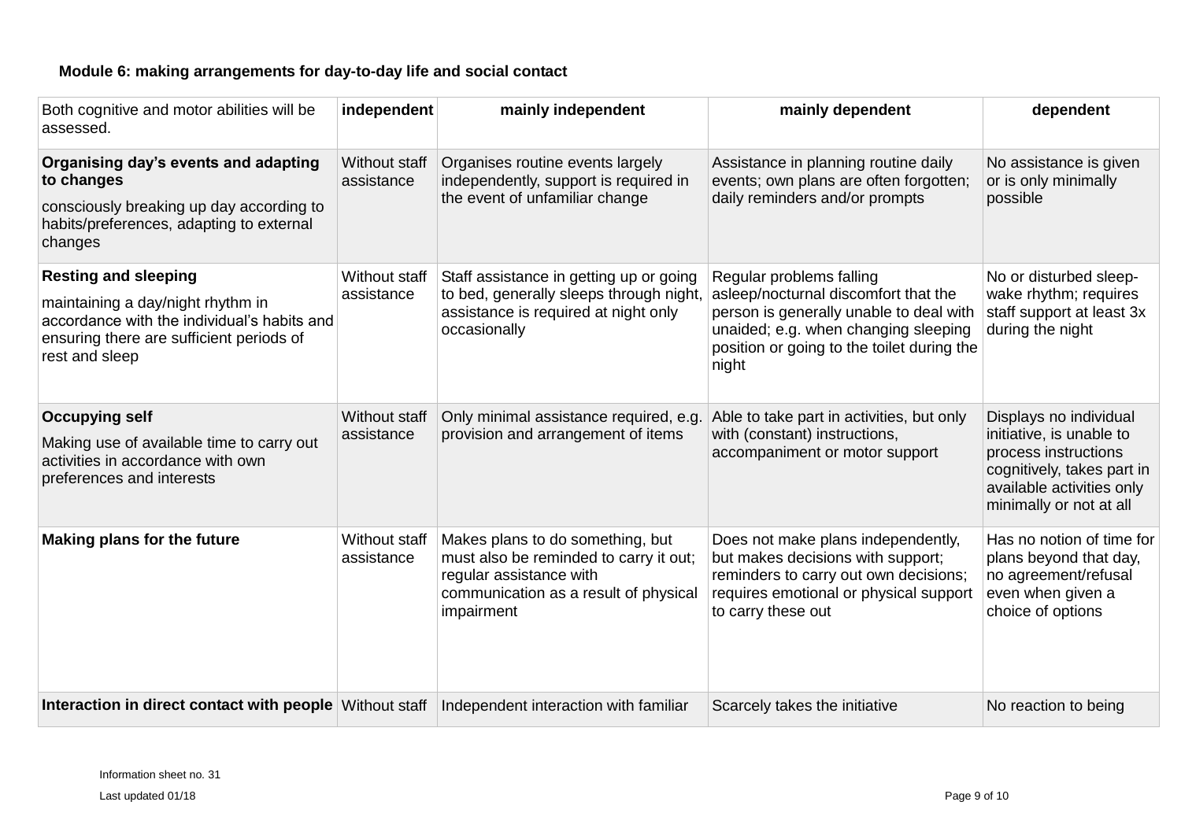**Module 6: making arrangements for day-to-day life and social contact**

| Both cognitive and motor abilities will be assessed. | independent | mainly independent | mainly dependent | dependent |
|---|---|---|---|---|
| **Organising day's events and adapting to changes**<br>consciously breaking up day according to habits/preferences, adapting to external changes | Without staff assistance | Organises routine events largely independently, support is required in the event of unfamiliar change | Assistance in planning routine daily events; own plans are often forgotten; daily reminders and/or prompts | No assistance is given or is only minimally possible |
| **Resting and sleeping**<br>maintaining a day/night rhythm in accordance with the individual's habits and ensuring there are sufficient periods of rest and sleep | Without staff assistance | Staff assistance in getting up or going to bed, generally sleeps through night, assistance is required at night only occasionally | Regular problems falling asleep/nocturnal discomfort that the person is generally unable to deal with unaided; e.g. when changing sleeping position or going to the toilet during the night | No or disturbed sleep-wake rhythm; requires staff support at least 3x during the night |
| **Occupying self**<br>Making use of available time to carry out activities in accordance with own preferences and interests | Without staff assistance | Only minimal assistance required, e.g. provision and arrangement of items | Able to take part in activities, but only with (constant) instructions, accompaniment or motor support | Displays no individual initiative, is unable to process instructions cognitively, takes part in available activities only minimally or not at all |
| **Making plans for the future** | Without staff assistance | Makes plans to do something, but must also be reminded to carry it out; regular assistance with communication as a result of physical impairment | Does not make plans independently, but makes decisions with support; reminders to carry out own decisions; requires emotional or physical support to carry these out | Has no notion of time for plans beyond that day, no agreement/refusal even when given a choice of options |
| **Interaction in direct contact with people** | Without staff | Independent interaction with familiar | Scarcely takes the initiative | No reaction to being |

Information sheet no. 31

Last updated 01/18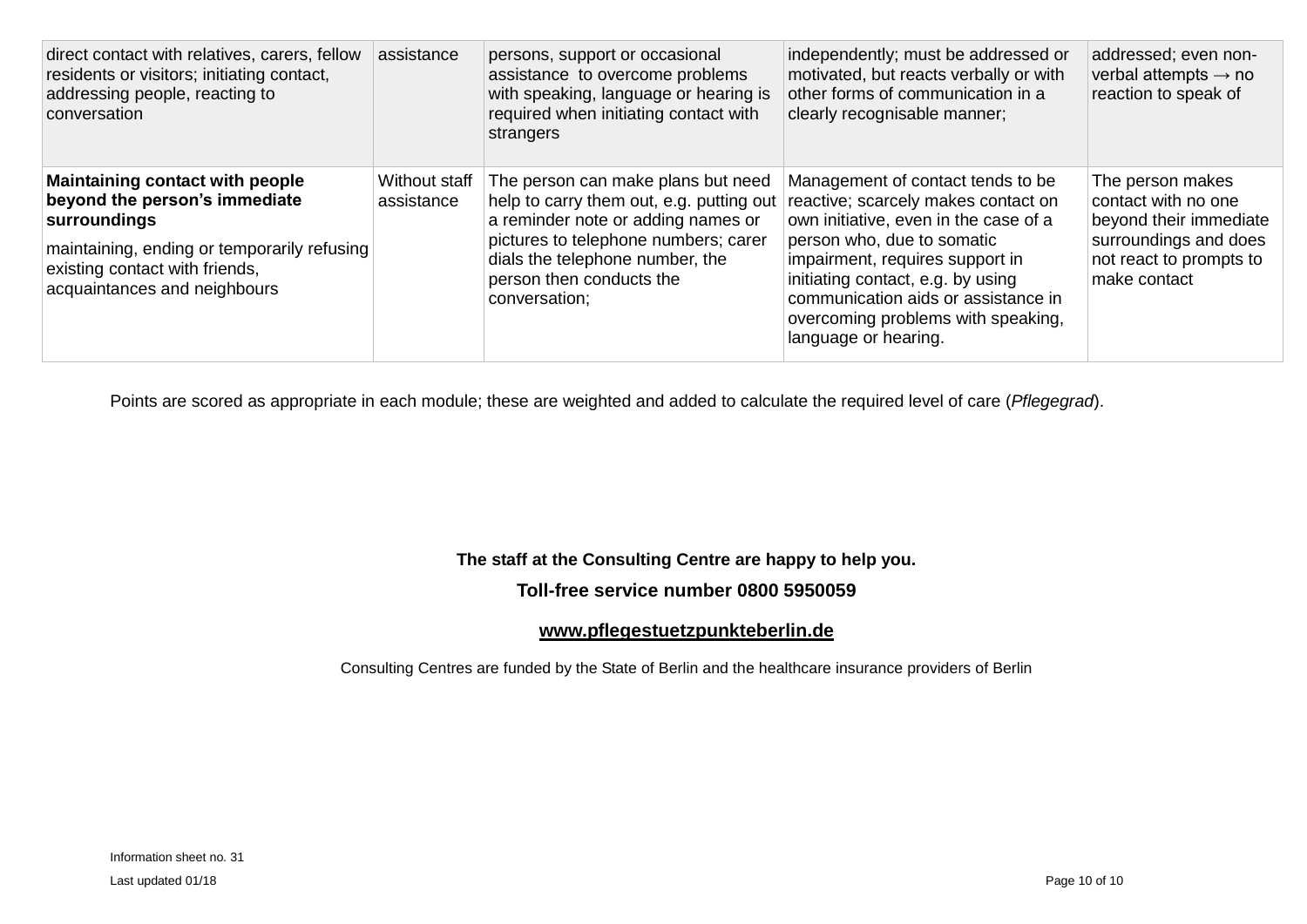| | | | | |
|---|---|---|---|---|
| direct contact with relatives, carers, fellow residents or visitors; initiating contact, addressing people, reacting to conversation | assistance | persons, support or occasional assistance to overcome problems with speaking, language or hearing is required when initiating contact with strangers | independently; must be addressed or motivated, but reacts verbally or with other forms of communication in a clearly recognisable manner; | addressed; even non-verbal attempts → no reaction to speak of |
| **Maintaining contact with people beyond the person's immediate surroundings**<br>maintaining, ending or temporarily refusing existing contact with friends, acquaintances and neighbours | Without staff assistance | The person can make plans but need help to carry them out, e.g. putting out a reminder note or adding names or pictures to telephone numbers; carer dials the telephone number, the person then conducts the conversation; | Management of contact tends to be reactive; scarcely makes contact on own initiative, even in the case of a person who, due to somatic impairment, requires support in initiating contact, e.g. by using communication aids or assistance in overcoming problems with speaking, language or hearing. | The person makes contact with no one beyond their immediate surroundings and does not react to prompts to make contact |

Points are scored as appropriate in each module; these are weighted and added to calculate the required level of care (*Pflegegrad*).

**The staff at the Consulting Centre are happy to help you.**

**Toll-free service number 0800 5950059**

**www.pflegestuetzpunkteberlin.de**

Consulting Centres are funded by the State of Berlin and the healthcare insurance providers of Berlin

Information sheet no. 31

Last updated 01/18